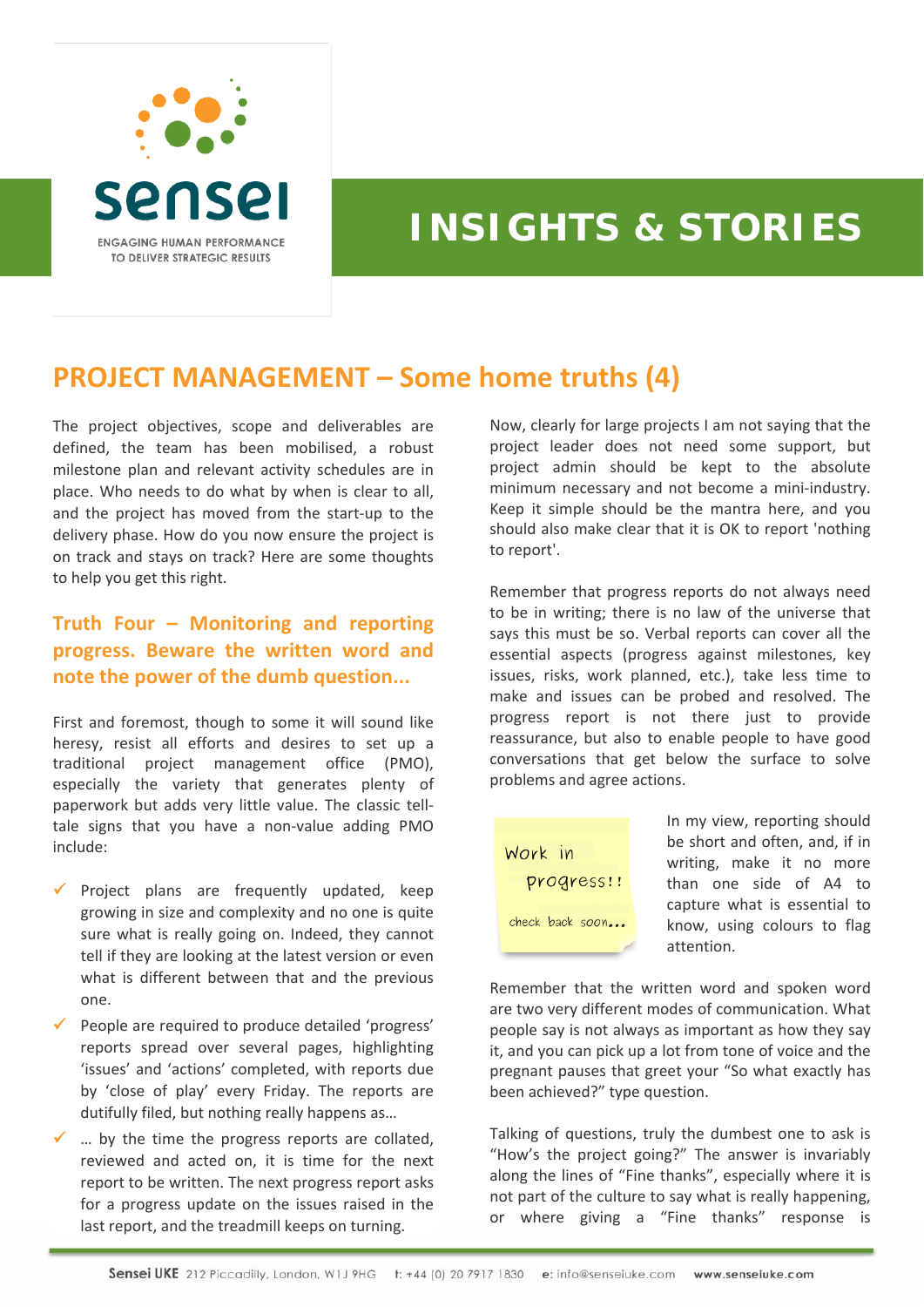sensei

ENGAGING HUMAN PERFORMANCE TO DELIVER STRATEGIC RESULTS

INSIGHTS & STORIES

# PROJECT MANAGEMENT – Some home truths (4)

The project objectives, scope and deliverables are defined, the team has been mobilised, a robust milestone plan and relevant activity schedules are in place. Who needs to do what by when is clear to all, and the project has moved from the start-up to the delivery phase. How do you now ensure the project is on track and stays on track? Here are some thoughts to help you get this right.

## Truth Four – Monitoring and reporting progress. Beware the written word and note the power of the dumb question...

First and foremost, though to some it will sound like heresy, resist all efforts and desires to set up a traditional project management office (PMO), especially the variety that generates plenty of paperwork but adds very little value. The classic tell-tale signs that you have a non-value adding PMO include:

- Project plans are frequently updated, keep growing in size and complexity and no one is quite sure what is really going on. Indeed, they cannot tell if they are looking at the latest version or even what is different between that and the previous one.
- People are required to produce detailed 'progress' reports spread over several pages, highlighting 'issues' and 'actions' completed, with reports due by 'close of play' every Friday. The reports are dutifully filed, but nothing really happens as…
- … by the time the progress reports are collated, reviewed and acted on, it is time for the next report to be written. The next progress report asks for a progress update on the issues raised in the last report, and the treadmill keeps on turning.

Now, clearly for large projects I am not saying that the project leader does not need some support, but project admin should be kept to the absolute minimum necessary and not become a mini-industry. Keep it simple should be the mantra here, and you should also make clear that it is OK to report 'nothing to report'.

Remember that progress reports do not always need to be in writing; there is no law of the universe that says this must be so. Verbal reports can cover all the essential aspects (progress against milestones, key issues, risks, work planned, etc.), take less time to make and issues can be probed and resolved. The progress report is not there just to provide reassurance, but also to enable people to have good conversations that get below the surface to solve problems and agree actions.

Work in progress!! check back soon...

In my view, reporting should be short and often, and, if in writing, make it no more than one side of A4 to capture what is essential to know, using colours to flag attention.

Remember that the written word and spoken word are two very different modes of communication. What people say is not always as important as how they say it, and you can pick up a lot from tone of voice and the pregnant pauses that greet your "So what exactly has been achieved?" type question.

Talking of questions, truly the dumbest one to ask is "How's the project going?" The answer is invariably along the lines of "Fine thanks", especially where it is not part of the culture to say what is really happening, or where giving a "Fine thanks" response is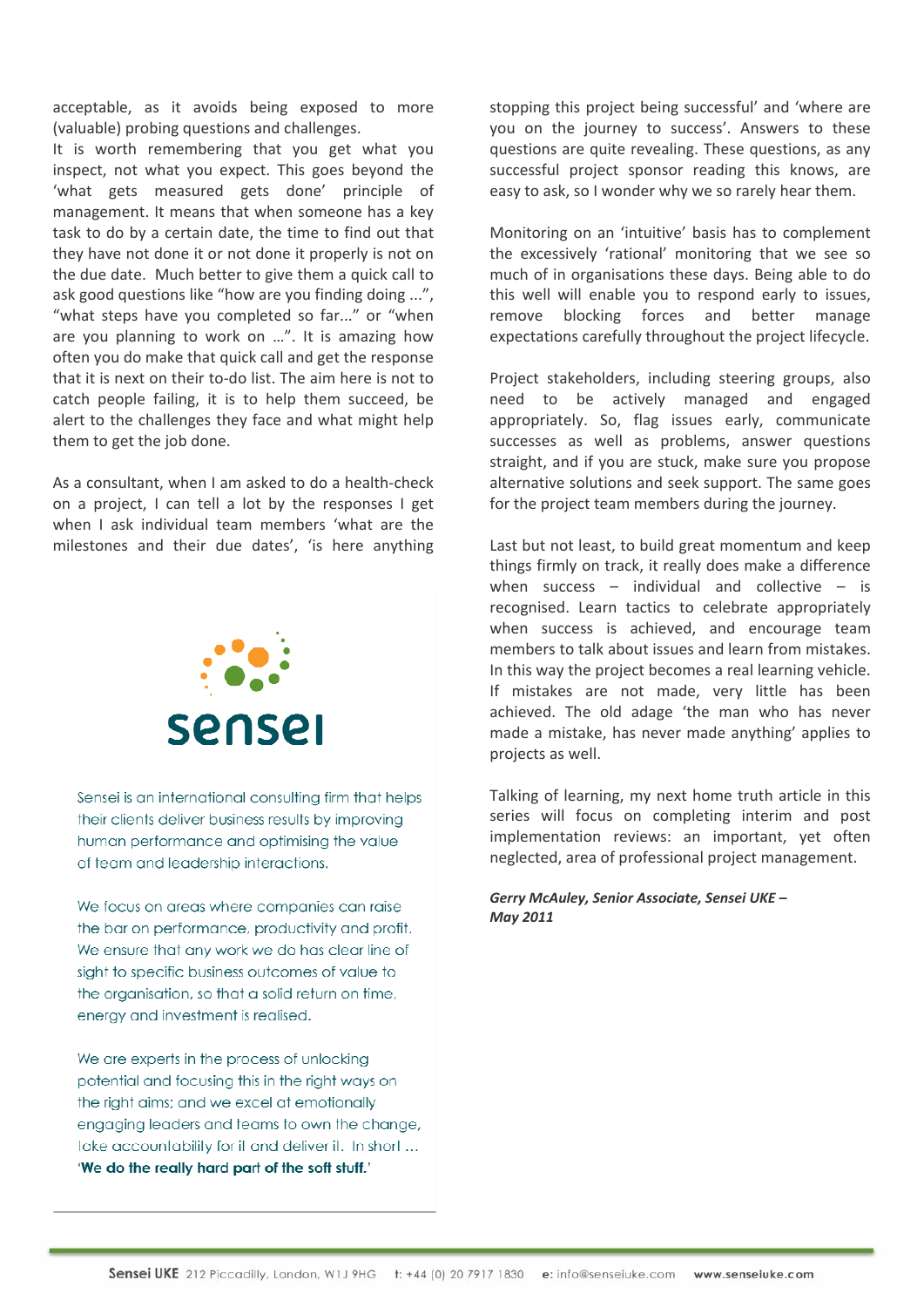acceptable, as it avoids being exposed to more (valuable) probing questions and challenges.

It is worth remembering that you get what you inspect, not what you expect. This goes beyond the 'what gets measured gets done' principle of management. It means that when someone has a key task to do by a certain date, the time to find out that they have not done it or not done it properly is not on the due date. Much better to give them a quick call to ask good questions like "how are you finding doing ...", "what steps have you completed so far..." or "when are you planning to work on ...". It is amazing how often you do make that quick call and get the response that it is next on their to-do list. The aim here is not to catch people failing, it is to help them succeed, be alert to the challenges they face and what might help them to get the job done.

As a consultant, when I am asked to do a health-check on a project, I can tell a lot by the responses I get when I ask individual team members 'what are the milestones and their due dates', 'is here anything stopping this project being successful' and 'where are you on the journey to success'. Answers to these questions are quite revealing. These questions, as any successful project sponsor reading this knows, are easy to ask, so I wonder why we so rarely hear them.

Monitoring on an 'intuitive' basis has to complement the excessively 'rational' monitoring that we see so much of in organisations these days. Being able to do this well will enable you to respond early to issues, remove blocking forces and better manage expectations carefully throughout the project lifecycle.

Project stakeholders, including steering groups, also need to be actively managed and engaged appropriately. So, flag issues early, communicate successes as well as problems, answer questions straight, and if you are stuck, make sure you propose alternative solutions and seek support. The same goes for the project team members during the journey.

Last but not least, to build great momentum and keep things firmly on track, it really does make a difference when success – individual and collective – is recognised. Learn tactics to celebrate appropriately when success is achieved, and encourage team members to talk about issues and learn from mistakes. In this way the project becomes a real learning vehicle. If mistakes are not made, very little has been achieved. The old adage 'the man who has never made a mistake, has never made anything' applies to projects as well.

Talking of learning, my next home truth article in this series will focus on completing interim and post implementation reviews: an important, yet often neglected, area of professional project management.

***Gerry McAuley, Senior Associate, Sensei UKE – May 2011***

sensei

Sensei is an international consulting firm that helps their clients deliver business results by improving human performance and optimising the value of team and leadership interactions.

We focus on areas where companies can raise the bar on performance, productivity and profit. We ensure that any work we do has clear line of sight to specific business outcomes of value to the organisation, so that a solid return on time, energy and investment is realised.

We are experts in the process of unlocking potential and focusing this in the right ways on the right aims; and we excel at emotionally engaging leaders and teams to own the change, take accountability for it and deliver it. In short ... **'We do the really hard part of the soft stuff.'**

**Sensei UKE** 212 Piccadilly, London, W1J 9HG t: +44 (0) 20 7917 1830 e: info@senseiuke.com www.senseiuke.com